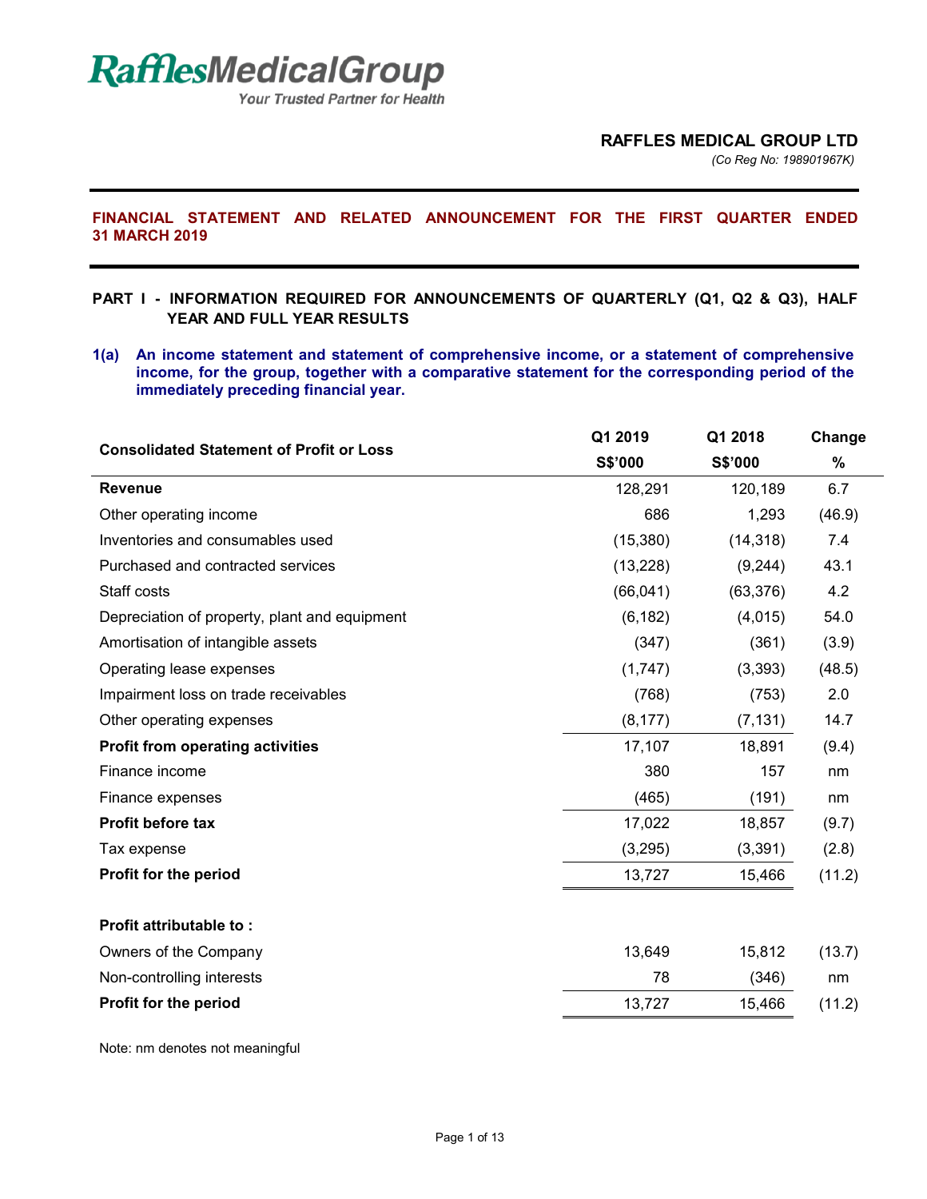**RafflesMedicalGroup**
*Your Trusted Partner for Health*

**RAFFLES MEDICAL GROUP LTD**
*(Co Reg No: 198901967K)*

# FINANCIAL STATEMENT AND RELATED ANNOUNCEMENT FOR THE FIRST QUARTER ENDED 31 MARCH 2019

## PART I - INFORMATION REQUIRED FOR ANNOUNCEMENTS OF QUARTERLY (Q1, Q2 & Q3), HALF YEAR AND FULL YEAR RESULTS

### 1(a) An income statement and statement of comprehensive income, or a statement of comprehensive income, for the group, together with a comparative statement for the corresponding period of the immediately preceding financial year.

| Consolidated Statement of Profit or Loss | Q1 2019 S$'000 | Q1 2018 S$'000 | Change % |
|---|---|---|---|
| **Revenue** | 128,291 | 120,189 | 6.7 |
| Other operating income | 686 | 1,293 | (46.9) |
| Inventories and consumables used | (15,380) | (14,318) | 7.4 |
| Purchased and contracted services | (13,228) | (9,244) | 43.1 |
| Staff costs | (66,041) | (63,376) | 4.2 |
| Depreciation of property, plant and equipment | (6,182) | (4,015) | 54.0 |
| Amortisation of intangible assets | (347) | (361) | (3.9) |
| Operating lease expenses | (1,747) | (3,393) | (48.5) |
| Impairment loss on trade receivables | (768) | (753) | 2.0 |
| Other operating expenses | (8,177) | (7,131) | 14.7 |
| **Profit from operating activities** | 17,107 | 18,891 | (9.4) |
| Finance income | 380 | 157 | nm |
| Finance expenses | (465) | (191) | nm |
| **Profit before tax** | 17,022 | 18,857 | (9.7) |
| Tax expense | (3,295) | (3,391) | (2.8) |
| **Profit for the period** | 13,727 | 15,466 | (11.2) |
| | | | |
| **Profit attributable to :** | | | |
| Owners of the Company | 13,649 | 15,812 | (13.7) |
| Non-controlling interests | 78 | (346) | nm |
| **Profit for the period** | 13,727 | 15,466 | (11.2) |

Note: nm denotes not meaningful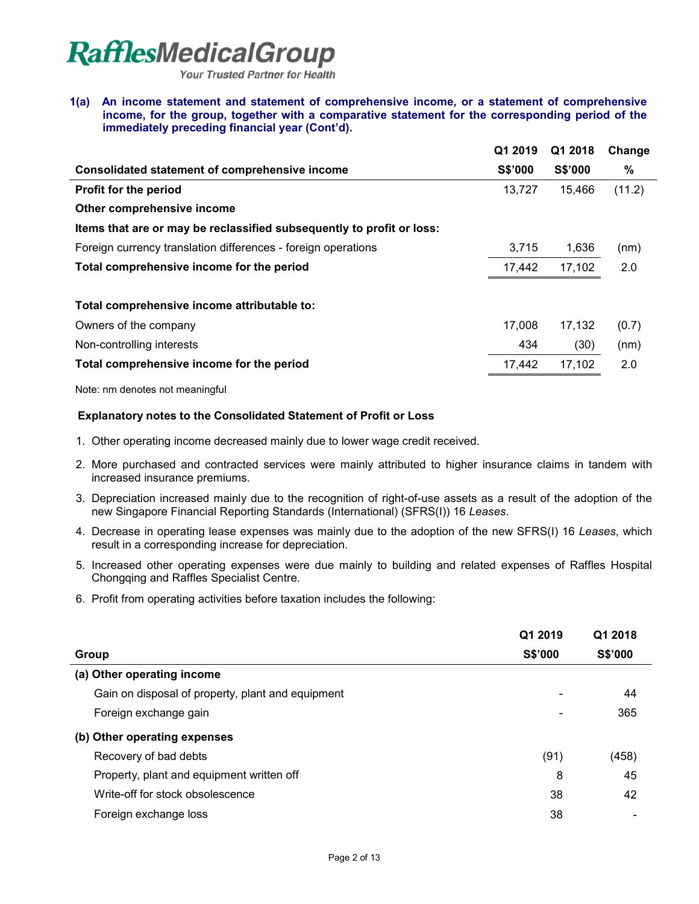**1(a) An income statement and statement of comprehensive income, or a statement of comprehensive income, for the group, together with a comparative statement for the corresponding period of the immediately preceding financial year (Cont'd).**

| Consolidated statement of comprehensive income | Q1 2019 S$'000 | Q1 2018 S$'000 | Change % |
|---|---|---|---|
| **Profit for the period** | 13,727 | 15,466 | (11.2) |
| **Other comprehensive income** | | | |
| **Items that are or may be reclassified subsequently to profit or loss:** | | | |
| Foreign currency translation differences - foreign operations | 3,715 | 1,636 | (nm) |
| **Total comprehensive income for the period** | 17,442 | 17,102 | 2.0 |
| | | | |
| **Total comprehensive income attributable to:** | | | |
| Owners of the company | 17,008 | 17,132 | (0.7) |
| Non-controlling interests | 434 | (30) | (nm) |
| **Total comprehensive income for the period** | 17,442 | 17,102 | 2.0 |

Note: nm denotes not meaningful

**Explanatory notes to the Consolidated Statement of Profit or Loss**

1. Other operating income decreased mainly due to lower wage credit received.
2. More purchased and contracted services were mainly attributed to higher insurance claims in tandem with increased insurance premiums.
3. Depreciation increased mainly due to the recognition of right-of-use assets as a result of the adoption of the new Singapore Financial Reporting Standards (International) (SFRS(I)) 16 *Leases*.
4. Decrease in operating lease expenses was mainly due to the adoption of the new SFRS(I) 16 *Leases*, which result in a corresponding increase for depreciation.
5. Increased other operating expenses were due mainly to building and related expenses of Raffles Hospital Chongqing and Raffles Specialist Centre.
6. Profit from operating activities before taxation includes the following:

| Group | Q1 2019 S$'000 | Q1 2018 S$'000 |
|---|---|---|
| **(a) Other operating income** | | |
| Gain on disposal of property, plant and equipment | - | 44 |
| Foreign exchange gain | - | 365 |
| **(b) Other operating expenses** | | |
| Recovery of bad debts | (91) | (458) |
| Property, plant and equipment written off | 8 | 45 |
| Write-off for stock obsolescence | 38 | 42 |
| Foreign exchange loss | 38 | - |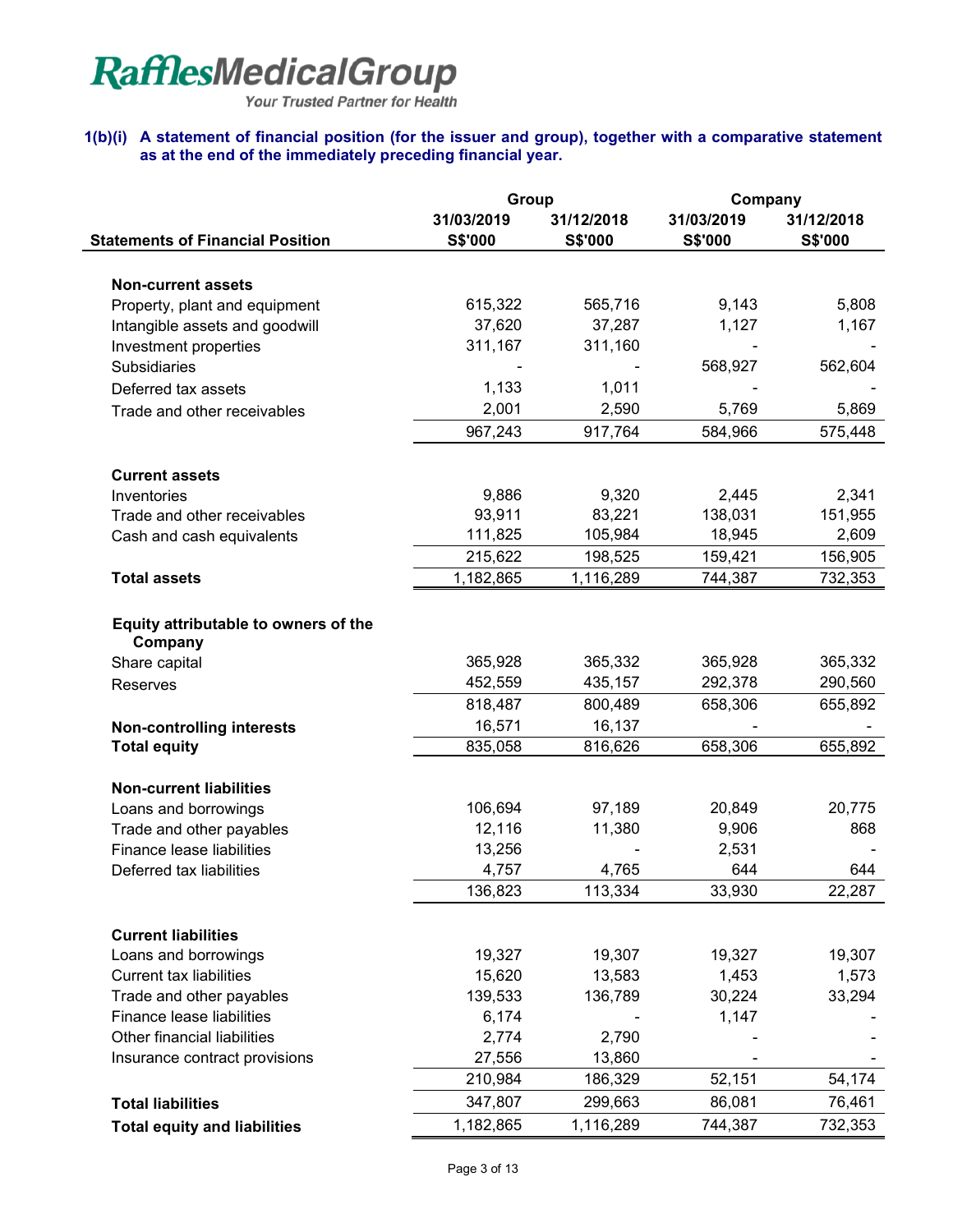**Raffles Medical Group**
*Your Trusted Partner for Health*

### 1(b)(i) A statement of financial position (for the issuer and group), together with a comparative statement as at the end of the immediately preceding financial year.

| Statements of Financial Position | Group | | Company | |
|---|---|---|---|---|
| | 31/03/2019 | 31/12/2018 | 31/03/2019 | 31/12/2018 |
| | S$'000 | S$'000 | S$'000 | S$'000 |
| **Non-current assets** | | | | |
| Property, plant and equipment | 615,322 | 565,716 | 9,143 | 5,808 |
| Intangible assets and goodwill | 37,620 | 37,287 | 1,127 | 1,167 |
| Investment properties | 311,167 | 311,160 | - | - |
| Subsidiaries | - | - | 568,927 | 562,604 |
| Deferred tax assets | 1,133 | 1,011 | - | - |
| Trade and other receivables | 2,001 | 2,590 | 5,769 | 5,869 |
| | 967,243 | 917,764 | 584,966 | 575,448 |
| **Current assets** | | | | |
| Inventories | 9,886 | 9,320 | 2,445 | 2,341 |
| Trade and other receivables | 93,911 | 83,221 | 138,031 | 151,955 |
| Cash and cash equivalents | 111,825 | 105,984 | 18,945 | 2,609 |
| | 215,622 | 198,525 | 159,421 | 156,905 |
| **Total assets** | 1,182,865 | 1,116,289 | 744,387 | 732,353 |
| **Equity attributable to owners of the Company** | | | | |
| Share capital | 365,928 | 365,332 | 365,928 | 365,332 |
| Reserves | 452,559 | 435,157 | 292,378 | 290,560 |
| | 818,487 | 800,489 | 658,306 | 655,892 |
| **Non-controlling interests** | 16,571 | 16,137 | - | - |
| **Total equity** | 835,058 | 816,626 | 658,306 | 655,892 |
| **Non-current liabilities** | | | | |
| Loans and borrowings | 106,694 | 97,189 | 20,849 | 20,775 |
| Trade and other payables | 12,116 | 11,380 | 9,906 | 868 |
| Finance lease liabilities | 13,256 | - | 2,531 | - |
| Deferred tax liabilities | 4,757 | 4,765 | 644 | 644 |
| | 136,823 | 113,334 | 33,930 | 22,287 |
| **Current liabilities** | | | | |
| Loans and borrowings | 19,327 | 19,307 | 19,327 | 19,307 |
| Current tax liabilities | 15,620 | 13,583 | 1,453 | 1,573 |
| Trade and other payables | 139,533 | 136,789 | 30,224 | 33,294 |
| Finance lease liabilities | 6,174 | - | 1,147 | - |
| Other financial liabilities | 2,774 | 2,790 | - | - |
| Insurance contract provisions | 27,556 | 13,860 | - | - |
| | 210,984 | 186,329 | 52,151 | 54,174 |
| **Total liabilities** | 347,807 | 299,663 | 86,081 | 76,461 |
| **Total equity and liabilities** | 1,182,865 | 1,116,289 | 744,387 | 732,353 |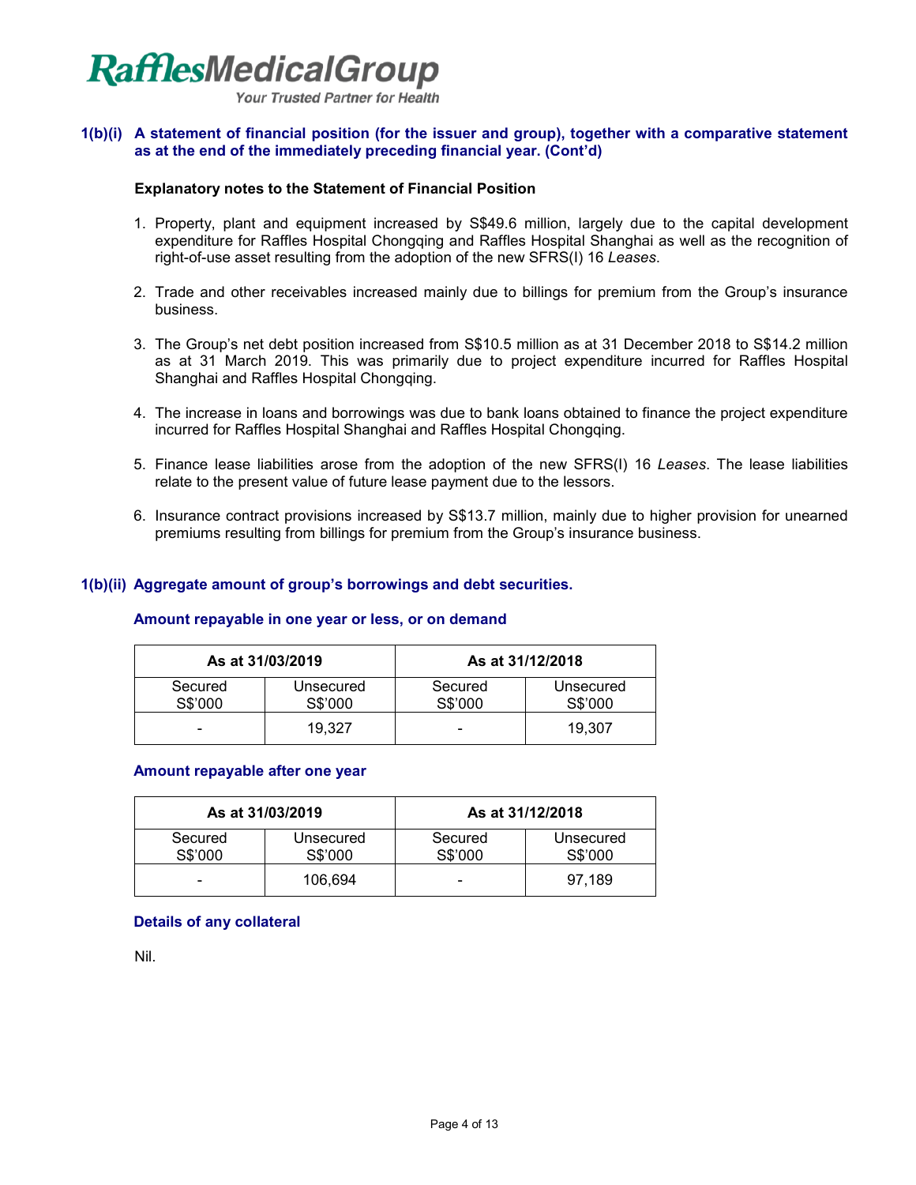RafflesMedicalGroup

Your Trusted Partner for Health

## 1(b)(i) A statement of financial position (for the issuer and group), together with a comparative statement as at the end of the immediately preceding financial year. (Cont'd)

**Explanatory notes to the Statement of Financial Position**

1. Property, plant and equipment increased by S$49.6 million, largely due to the capital development expenditure for Raffles Hospital Chongqing and Raffles Hospital Shanghai as well as the recognition of right-of-use asset resulting from the adoption of the new SFRS(I) 16 *Leases*.

2. Trade and other receivables increased mainly due to billings for premium from the Group's insurance business.

3. The Group's net debt position increased from S$10.5 million as at 31 December 2018 to S$14.2 million as at 31 March 2019. This was primarily due to project expenditure incurred for Raffles Hospital Shanghai and Raffles Hospital Chongqing.

4. The increase in loans and borrowings was due to bank loans obtained to finance the project expenditure incurred for Raffles Hospital Shanghai and Raffles Hospital Chongqing.

5. Finance lease liabilities arose from the adoption of the new SFRS(I) 16 *Leases*. The lease liabilities relate to the present value of future lease payment due to the lessors.

6. Insurance contract provisions increased by S$13.7 million, mainly due to higher provision for unearned premiums resulting from billings for premium from the Group's insurance business.

## 1(b)(ii) Aggregate amount of group's borrowings and debt securities.

### Amount repayable in one year or less, or on demand

| As at 31/03/2019 | | As at 31/12/2018 | |
|---|---|---|---|
| Secured S$'000 | Unsecured S$'000 | Secured S$'000 | Unsecured S$'000 |
| - | 19,327 | - | 19,307 |

### Amount repayable after one year

| As at 31/03/2019 | | As at 31/12/2018 | |
|---|---|---|---|
| Secured S$'000 | Unsecured S$'000 | Secured S$'000 | Unsecured S$'000 |
| - | 106,694 | - | 97,189 |

### Details of any collateral

Nil.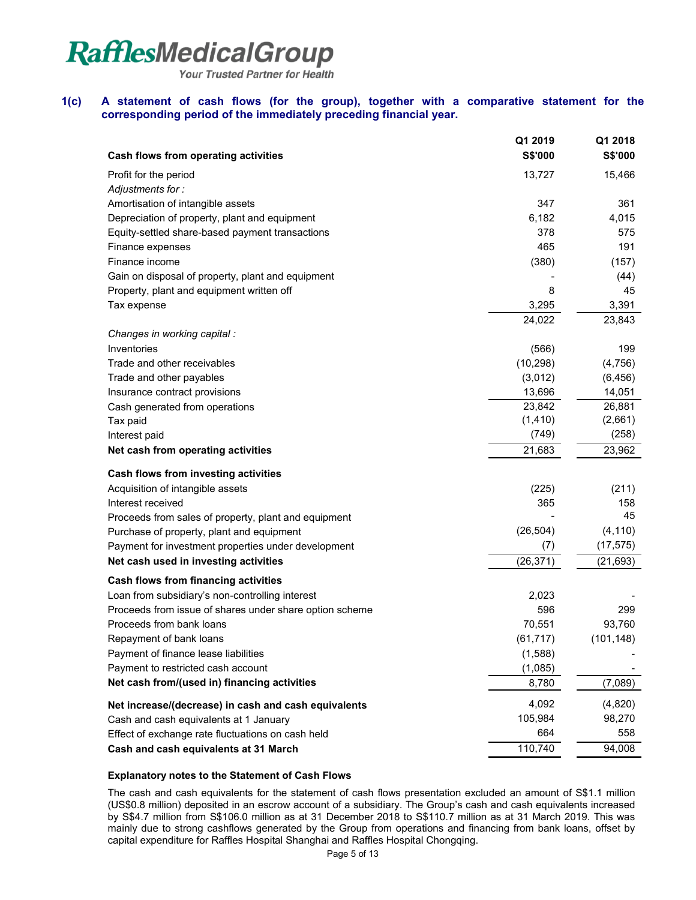**RafflesMedicalGroup**
*Your Trusted Partner for Health*

## 1(c) A statement of cash flows (for the group), together with a comparative statement for the corresponding period of the immediately preceding financial year.

| | Q1 2019 | Q1 2018 |
|---|---|---|
| **Cash flows from operating activities** | **S$'000** | **S$'000** |
| Profit for the period | 13,727 | 15,466 |
| *Adjustments for :* | | |
| Amortisation of intangible assets | 347 | 361 |
| Depreciation of property, plant and equipment | 6,182 | 4,015 |
| Equity-settled share-based payment transactions | 378 | 575 |
| Finance expenses | 465 | 191 |
| Finance income | (380) | (157) |
| Gain on disposal of property, plant and equipment | - | (44) |
| Property, plant and equipment written off | 8 | 45 |
| Tax expense | 3,295 | 3,391 |
| | 24,022 | 23,843 |
| *Changes in working capital :* | | |
| Inventories | (566) | 199 |
| Trade and other receivables | (10,298) | (4,756) |
| Trade and other payables | (3,012) | (6,456) |
| Insurance contract provisions | 13,696 | 14,051 |
| Cash generated from operations | 23,842 | 26,881 |
| Tax paid | (1,410) | (2,661) |
| Interest paid | (749) | (258) |
| **Net cash from operating activities** | 21,683 | 23,962 |
| **Cash flows from investing activities** | | |
| Acquisition of intangible assets | (225) | (211) |
| Interest received | 365 | 158 |
| Proceeds from sales of property, plant and equipment | - | 45 |
| Purchase of property, plant and equipment | (26,504) | (4,110) |
| Payment for investment properties under development | (7) | (17,575) |
| **Net cash used in investing activities** | (26,371) | (21,693) |
| **Cash flows from financing activities** | | |
| Loan from subsidiary's non-controlling interest | 2,023 | - |
| Proceeds from issue of shares under share option scheme | 596 | 299 |
| Proceeds from bank loans | 70,551 | 93,760 |
| Repayment of bank loans | (61,717) | (101,148) |
| Payment of finance lease liabilities | (1,588) | - |
| Payment to restricted cash account | (1,085) | - |
| **Net cash from/(used in) financing activities** | 8,780 | (7,089) |
| **Net increase/(decrease) in cash and cash equivalents** | 4,092 | (4,820) |
| Cash and cash equivalents at 1 January | 105,984 | 98,270 |
| Effect of exchange rate fluctuations on cash held | 664 | 558 |
| **Cash and cash equivalents at 31 March** | 110,740 | 94,008 |

**Explanatory notes to the Statement of Cash Flows**

The cash and cash equivalents for the statement of cash flows presentation excluded an amount of S$1.1 million (US$0.8 million) deposited in an escrow account of a subsidiary. The Group's cash and cash equivalents increased by S$4.7 million from S$106.0 million as at 31 December 2018 to S$110.7 million as at 31 March 2019. This was mainly due to strong cashflows generated by the Group from operations and financing from bank loans, offset by capital expenditure for Raffles Hospital Shanghai and Raffles Hospital Chongqing.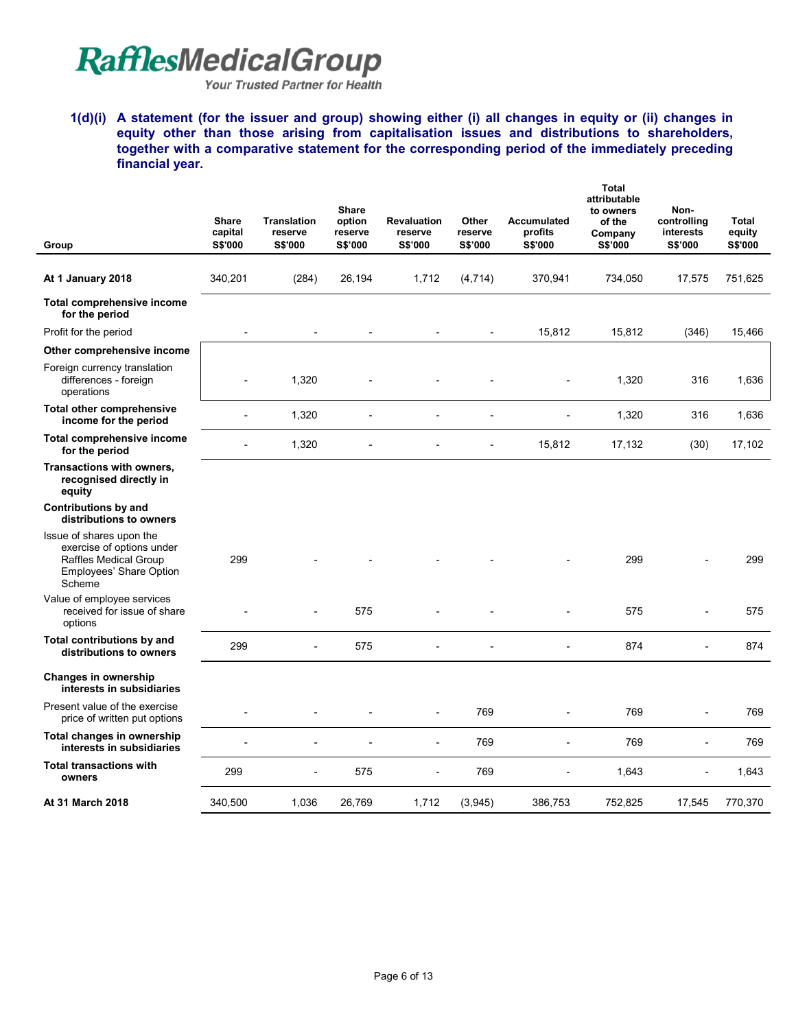RafflesMedicalGroup

*Your Trusted Partner for Health*

**1(d)(i) A statement (for the issuer and group) showing either (i) all changes in equity or (ii) changes in equity other than those arising from capitalisation issues and distributions to shareholders, together with a comparative statement for the corresponding period of the immediately preceding financial year.**

| Group | Share capital S$'000 | Translation reserve S$'000 | Share option reserve S$'000 | Revaluation reserve S$'000 | Other reserve S$'000 | Accumulated profits S$'000 | Total attributable to owners of the Company S$'000 | Non-controlling interests S$'000 | Total equity S$'000 |
|---|---|---|---|---|---|---|---|---|---|
| **At 1 January 2018** | 340,201 | (284) | 26,194 | 1,712 | (4,714) | 370,941 | 734,050 | 17,575 | 751,625 |
| **Total comprehensive income for the period** | | | | | | | | | |
| Profit for the period | - | - | - | - | - | 15,812 | 15,812 | (346) | 15,466 |
| **Other comprehensive income** | | | | | | | | | |
| Foreign currency translation differences - foreign operations | - | 1,320 | - | - | - | - | 1,320 | 316 | 1,636 |
| **Total other comprehensive income for the period** | - | 1,320 | - | - | - | - | 1,320 | 316 | 1,636 |
| **Total comprehensive income for the period** | - | 1,320 | - | - | - | 15,812 | 17,132 | (30) | 17,102 |
| **Transactions with owners, recognised directly in equity** | | | | | | | | | |
| **Contributions by and distributions to owners** | | | | | | | | | |
| Issue of shares upon the exercise of options under Raffles Medical Group Employees' Share Option Scheme | 299 | - | - | - | - | - | 299 | - | 299 |
| Value of employee services received for issue of share options | - | - | 575 | - | - | - | 575 | - | 575 |
| **Total contributions by and distributions to owners** | 299 | - | 575 | - | - | - | 874 | - | 874 |
| **Changes in ownership interests in subsidiaries** | | | | | | | | | |
| Present value of the exercise price of written put options | - | - | - | - | 769 | - | 769 | - | 769 |
| **Total changes in ownership interests in subsidiaries** | - | - | - | - | 769 | - | 769 | - | 769 |
| **Total transactions with owners** | 299 | - | 575 | - | 769 | - | 1,643 | - | 1,643 |
| **At 31 March 2018** | 340,500 | 1,036 | 26,769 | 1,712 | (3,945) | 386,753 | 752,825 | 17,545 | 770,370 |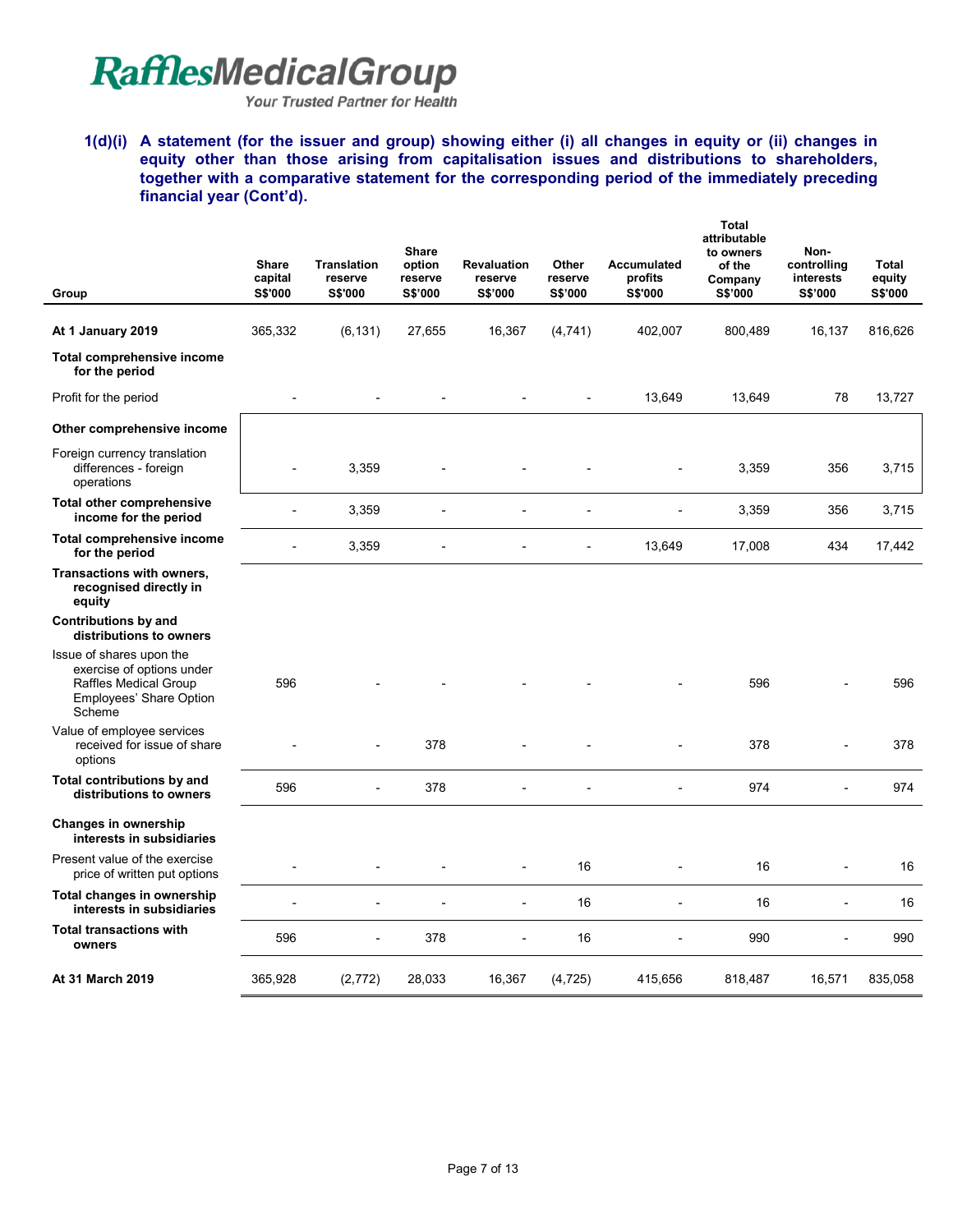**1(d)(i) A statement (for the issuer and group) showing either (i) all changes in equity or (ii) changes in equity other than those arising from capitalisation issues and distributions to shareholders, together with a comparative statement for the corresponding period of the immediately preceding financial year (Cont'd).**

| Group | Share capital S$'000 | Translation reserve S$'000 | Share option reserve S$'000 | Revaluation reserve S$'000 | Other reserve S$'000 | Accumulated profits S$'000 | Total attributable to owners of the Company S$'000 | Non-controlling interests S$'000 | Total equity S$'000 |
|---|---|---|---|---|---|---|---|---|---|
| **At 1 January 2019** | 365,332 | (6,131) | 27,655 | 16,367 | (4,741) | 402,007 | 800,489 | 16,137 | 816,626 |
| **Total comprehensive income for the period** | | | | | | | | | |
| Profit for the period | - | - | - | - | - | 13,649 | 13,649 | 78 | 13,727 |
| **Other comprehensive income** | | | | | | | | | |
| Foreign currency translation differences - foreign operations | - | 3,359 | - | - | - | - | 3,359 | 356 | 3,715 |
| **Total other comprehensive income for the period** | - | 3,359 | - | - | - | - | 3,359 | 356 | 3,715 |
| **Total comprehensive income for the period** | - | 3,359 | - | - | - | 13,649 | 17,008 | 434 | 17,442 |
| **Transactions with owners, recognised directly in equity** | | | | | | | | | |
| **Contributions by and distributions to owners** | | | | | | | | | |
| Issue of shares upon the exercise of options under Raffles Medical Group Employees' Share Option Scheme | 596 | - | - | - | - | - | 596 | - | 596 |
| Value of employee services received for issue of share options | - | - | 378 | - | - | - | 378 | - | 378 |
| **Total contributions by and distributions to owners** | 596 | - | 378 | - | - | - | 974 | - | 974 |
| **Changes in ownership interests in subsidiaries** | | | | | | | | | |
| Present value of the exercise price of written put options | - | - | - | - | 16 | - | 16 | - | 16 |
| **Total changes in ownership interests in subsidiaries** | - | - | - | - | 16 | - | 16 | - | 16 |
| **Total transactions with owners** | 596 | - | 378 | - | 16 | - | 990 | - | 990 |
| **At 31 March 2019** | 365,928 | (2,772) | 28,033 | 16,367 | (4,725) | 415,656 | 818,487 | 16,571 | 835,058 |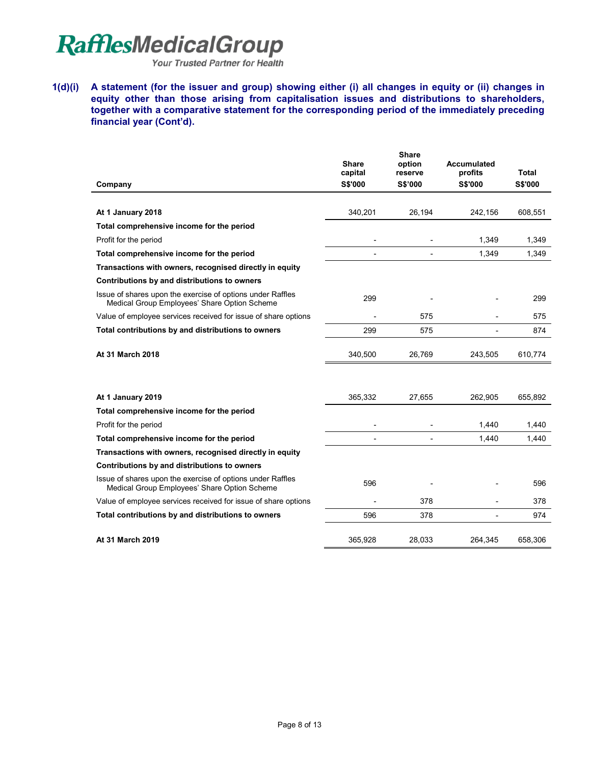**1(d)(i) A statement (for the issuer and group) showing either (i) all changes in equity or (ii) changes in equity other than those arising from capitalisation issues and distributions to shareholders, together with a comparative statement for the corresponding period of the immediately preceding financial year (Cont'd).**

| Company | Share capital S$'000 | Share option reserve S$'000 | Accumulated profits S$'000 | Total S$'000 |
|---|---|---|---|---|
| **At 1 January 2018** | 340,201 | 26,194 | 242,156 | 608,551 |
| **Total comprehensive income for the period** | | | | |
| Profit for the period | - | - | 1,349 | 1,349 |
| **Total comprehensive income for the period** | - | - | 1,349 | 1,349 |
| **Transactions with owners, recognised directly in equity** | | | | |
| **Contributions by and distributions to owners** | | | | |
| Issue of shares upon the exercise of options under Raffles Medical Group Employees' Share Option Scheme | 299 | - | - | 299 |
| Value of employee services received for issue of share options | - | 575 | - | 575 |
| **Total contributions by and distributions to owners** | 299 | 575 | - | 874 |
| **At 31 March 2018** | 340,500 | 26,769 | 243,505 | 610,774 |
| | | | | |
| **At 1 January 2019** | 365,332 | 27,655 | 262,905 | 655,892 |
| **Total comprehensive income for the period** | | | | |
| Profit for the period | - | - | 1,440 | 1,440 |
| **Total comprehensive income for the period** | - | - | 1,440 | 1,440 |
| **Transactions with owners, recognised directly in equity** | | | | |
| **Contributions by and distributions to owners** | | | | |
| Issue of shares upon the exercise of options under Raffles Medical Group Employees' Share Option Scheme | 596 | - | - | 596 |
| Value of employee services received for issue of share options | - | 378 | - | 378 |
| **Total contributions by and distributions to owners** | 596 | 378 | - | 974 |
| **At 31 March 2019** | 365,928 | 28,033 | 264,345 | 658,306 |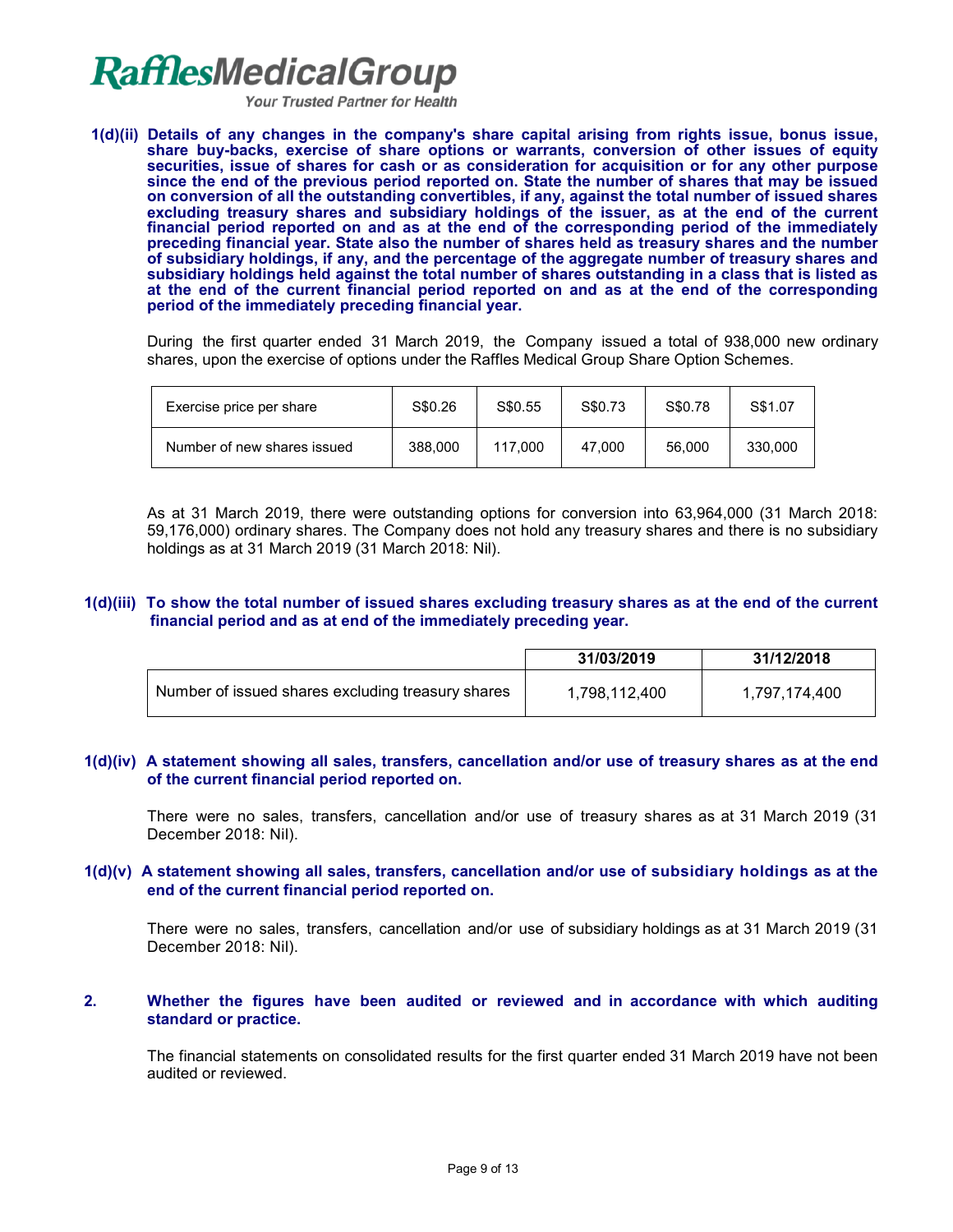**1(d)(ii) Details of any changes in the company's share capital arising from rights issue, bonus issue, share buy-backs, exercise of share options or warrants, conversion of other issues of equity securities, issue of shares for cash or as consideration for acquisition or for any other purpose since the end of the previous period reported on. State the number of shares that may be issued on conversion of all the outstanding convertibles, if any, against the total number of issued shares excluding treasury shares and subsidiary holdings of the issuer, as at the end of the current financial period reported on and as at the end of the corresponding period of the immediately preceding financial year. State also the number of shares held as treasury shares and the number of subsidiary holdings, if any, and the percentage of the aggregate number of treasury shares and subsidiary holdings held against the total number of shares outstanding in a class that is listed as at the end of the current financial period reported on and as at the end of the corresponding period of the immediately preceding financial year.**

During the first quarter ended 31 March 2019, the Company issued a total of 938,000 new ordinary shares, upon the exercise of options under the Raffles Medical Group Share Option Schemes.

| Exercise price per share | S$0.26 | S$0.55 | S$0.73 | S$0.78 | S$1.07 |
|---|---|---|---|---|---|
| Number of new shares issued | 388,000 | 117,000 | 47,000 | 56,000 | 330,000 |

As at 31 March 2019, there were outstanding options for conversion into 63,964,000 (31 March 2018: 59,176,000) ordinary shares. The Company does not hold any treasury shares and there is no subsidiary holdings as at 31 March 2019 (31 March 2018: Nil).

**1(d)(iii) To show the total number of issued shares excluding treasury shares as at the end of the current financial period and as at end of the immediately preceding year.**

| | 31/03/2019 | 31/12/2018 |
|---|---|---|
| Number of issued shares excluding treasury shares | 1,798,112,400 | 1,797,174,400 |

**1(d)(iv) A statement showing all sales, transfers, cancellation and/or use of treasury shares as at the end of the current financial period reported on.**

There were no sales, transfers, cancellation and/or use of treasury shares as at 31 March 2019 (31 December 2018: Nil).

**1(d)(v) A statement showing all sales, transfers, cancellation and/or use of subsidiary holdings as at the end of the current financial period reported on.**

There were no sales, transfers, cancellation and/or use of subsidiary holdings as at 31 March 2019 (31 December 2018: Nil).

**2. Whether the figures have been audited or reviewed and in accordance with which auditing standard or practice.**

The financial statements on consolidated results for the first quarter ended 31 March 2019 have not been audited or reviewed.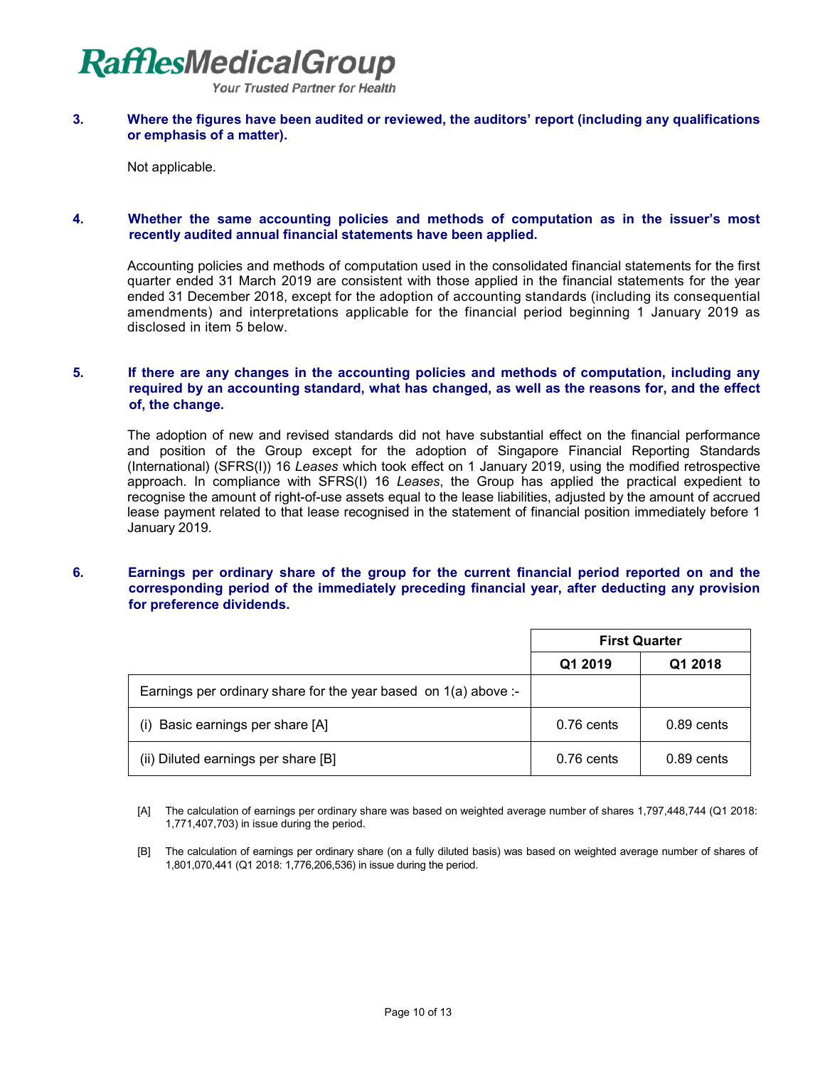**3. Where the figures have been audited or reviewed, the auditors' report (including any qualifications or emphasis of a matter).**

Not applicable.

**4. Whether the same accounting policies and methods of computation as in the issuer's most recently audited annual financial statements have been applied.**

Accounting policies and methods of computation used in the consolidated financial statements for the first quarter ended 31 March 2019 are consistent with those applied in the financial statements for the year ended 31 December 2018, except for the adoption of accounting standards (including its consequential amendments) and interpretations applicable for the financial period beginning 1 January 2019 as disclosed in item 5 below.

**5. If there are any changes in the accounting policies and methods of computation, including any required by an accounting standard, what has changed, as well as the reasons for, and the effect of, the change.**

The adoption of new and revised standards did not have substantial effect on the financial performance and position of the Group except for the adoption of Singapore Financial Reporting Standards (International) (SFRS(I)) 16 *Leases* which took effect on 1 January 2019, using the modified retrospective approach. In compliance with SFRS(I) 16 *Leases*, the Group has applied the practical expedient to recognise the amount of right-of-use assets equal to the lease liabilities, adjusted by the amount of accrued lease payment related to that lease recognised in the statement of financial position immediately before 1 January 2019.

**6. Earnings per ordinary share of the group for the current financial period reported on and the corresponding period of the immediately preceding financial year, after deducting any provision for preference dividends.**

| | **First Quarter** | |
|---|---|---|
| | **Q1 2019** | **Q1 2018** |
| Earnings per ordinary share for the year based on 1(a) above :- | | |
| (i) Basic earnings per share [A] | 0.76 cents | 0.89 cents |
| (ii) Diluted earnings per share [B] | 0.76 cents | 0.89 cents |

[A] The calculation of earnings per ordinary share was based on weighted average number of shares 1,797,448,744 (Q1 2018: 1,771,407,703) in issue during the period.

[B] The calculation of earnings per ordinary share (on a fully diluted basis) was based on weighted average number of shares of 1,801,070,441 (Q1 2018: 1,776,206,536) in issue during the period.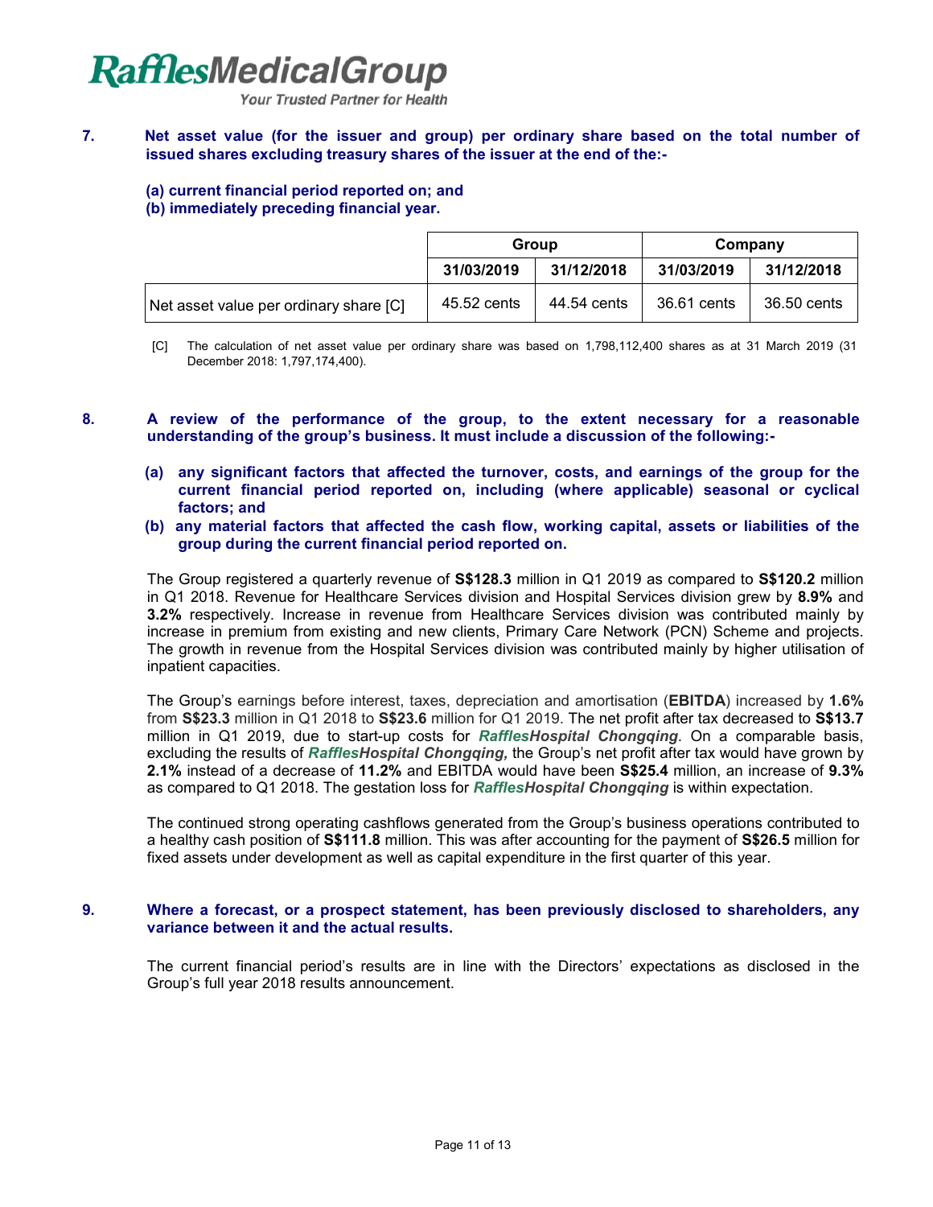**7. Net asset value (for the issuer and group) per ordinary share based on the total number of issued shares excluding treasury shares of the issuer at the end of the:-**

**(a) current financial period reported on; and**
**(b) immediately preceding financial year.**

| | Group | | Company | |
|---|---|---|---|---|
| | **31/03/2019** | **31/12/2018** | **31/03/2019** | **31/12/2018** |
| Net asset value per ordinary share [C] | 45.52 cents | 44.54 cents | 36.61 cents | 36.50 cents |

[C] The calculation of net asset value per ordinary share was based on 1,798,112,400 shares as at 31 March 2019 (31 December 2018: 1,797,174,400).

**8. A review of the performance of the group, to the extent necessary for a reasonable understanding of the group's business. It must include a discussion of the following:-**

**(a) any significant factors that affected the turnover, costs, and earnings of the group for the current financial period reported on, including (where applicable) seasonal or cyclical factors; and**

**(b) any material factors that affected the cash flow, working capital, assets or liabilities of the group during the current financial period reported on.**

The Group registered a quarterly revenue of **S$128.3** million in Q1 2019 as compared to **S$120.2** million in Q1 2018. Revenue for Healthcare Services division and Hospital Services division grew by **8.9%** and **3.2%** respectively. Increase in revenue from Healthcare Services division was contributed mainly by increase in premium from existing and new clients, Primary Care Network (PCN) Scheme and projects. The growth in revenue from the Hospital Services division was contributed mainly by higher utilisation of inpatient capacities.

The Group's earnings before interest, taxes, depreciation and amortisation (**EBITDA**) increased by **1.6%** from **S$23.3** million in Q1 2018 to **S$23.6** million for Q1 2019. The net profit after tax decreased to **S$13.7** million in Q1 2019, due to start-up costs for ***RafflesHospital Chongqing***. On a comparable basis, excluding the results of ***RafflesHospital Chongqing,*** the Group's net profit after tax would have grown by **2.1%** instead of a decrease of **11.2%** and EBITDA would have been **S$25.4** million, an increase of **9.3%** as compared to Q1 2018. The gestation loss for ***RafflesHospital Chongqing*** is within expectation.

The continued strong operating cashflows generated from the Group's business operations contributed to a healthy cash position of **S$111.8** million. This was after accounting for the payment of **S$26.5** million for fixed assets under development as well as capital expenditure in the first quarter of this year.

**9. Where a forecast, or a prospect statement, has been previously disclosed to shareholders, any variance between it and the actual results.**

The current financial period's results are in line with the Directors' expectations as disclosed in the Group's full year 2018 results announcement.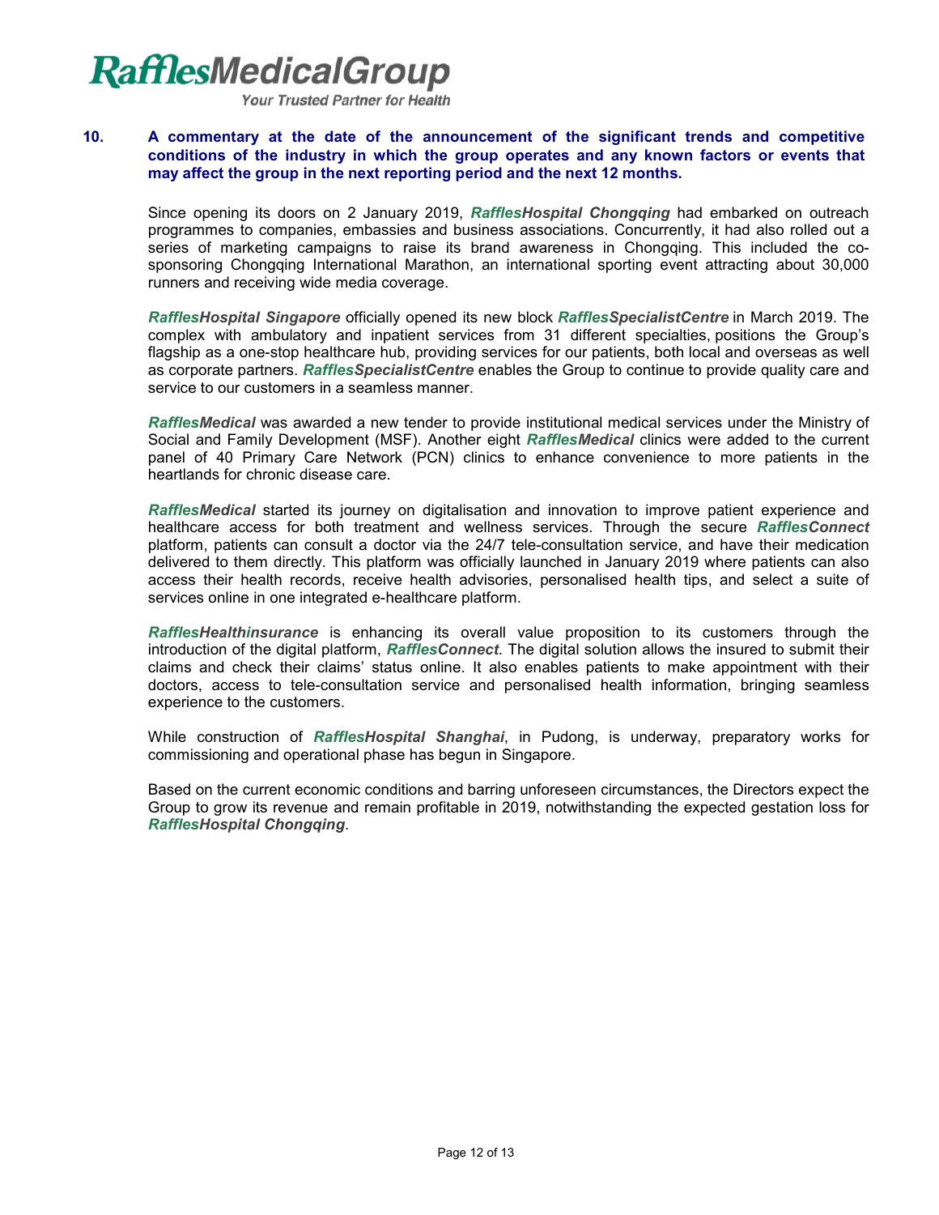**10. A commentary at the date of the announcement of the significant trends and competitive conditions of the industry in which the group operates and any known factors or events that may affect the group in the next reporting period and the next 12 months.**

Since opening its doors on 2 January 2019, ***RafflesHospital Chongqing*** had embarked on outreach programmes to companies, embassies and business associations. Concurrently, it had also rolled out a series of marketing campaigns to raise its brand awareness in Chongqing. This included the co-sponsoring Chongqing International Marathon, an international sporting event attracting about 30,000 runners and receiving wide media coverage.

***RafflesHospital Singapore*** officially opened its new block ***RafflesSpecialistCentre*** in March 2019. The complex with ambulatory and inpatient services from 31 different specialties, positions the Group's flagship as a one-stop healthcare hub, providing services for our patients, both local and overseas as well as corporate partners. ***RafflesSpecialistCentre*** enables the Group to continue to provide quality care and service to our customers in a seamless manner.

***RafflesMedical*** was awarded a new tender to provide institutional medical services under the Ministry of Social and Family Development (MSF). Another eight ***RafflesMedical*** clinics were added to the current panel of 40 Primary Care Network (PCN) clinics to enhance convenience to more patients in the heartlands for chronic disease care.

***RafflesMedical*** started its journey on digitalisation and innovation to improve patient experience and healthcare access for both treatment and wellness services. Through the secure ***RafflesConnect*** platform, patients can consult a doctor via the 24/7 tele-consultation service, and have their medication delivered to them directly. This platform was officially launched in January 2019 where patients can also access their health records, receive health advisories, personalised health tips, and select a suite of services online in one integrated e-healthcare platform.

***RafflesHealthinsurance*** is enhancing its overall value proposition to its customers through the introduction of the digital platform, ***RafflesConnect***. The digital solution allows the insured to submit their claims and check their claims' status online. It also enables patients to make appointment with their doctors, access to tele-consultation service and personalised health information, bringing seamless experience to the customers.

While construction of ***RafflesHospital Shanghai***, in Pudong, is underway, preparatory works for commissioning and operational phase has begun in Singapore.

Based on the current economic conditions and barring unforeseen circumstances, the Directors expect the Group to grow its revenue and remain profitable in 2019, notwithstanding the expected gestation loss for ***RafflesHospital Chongqing***.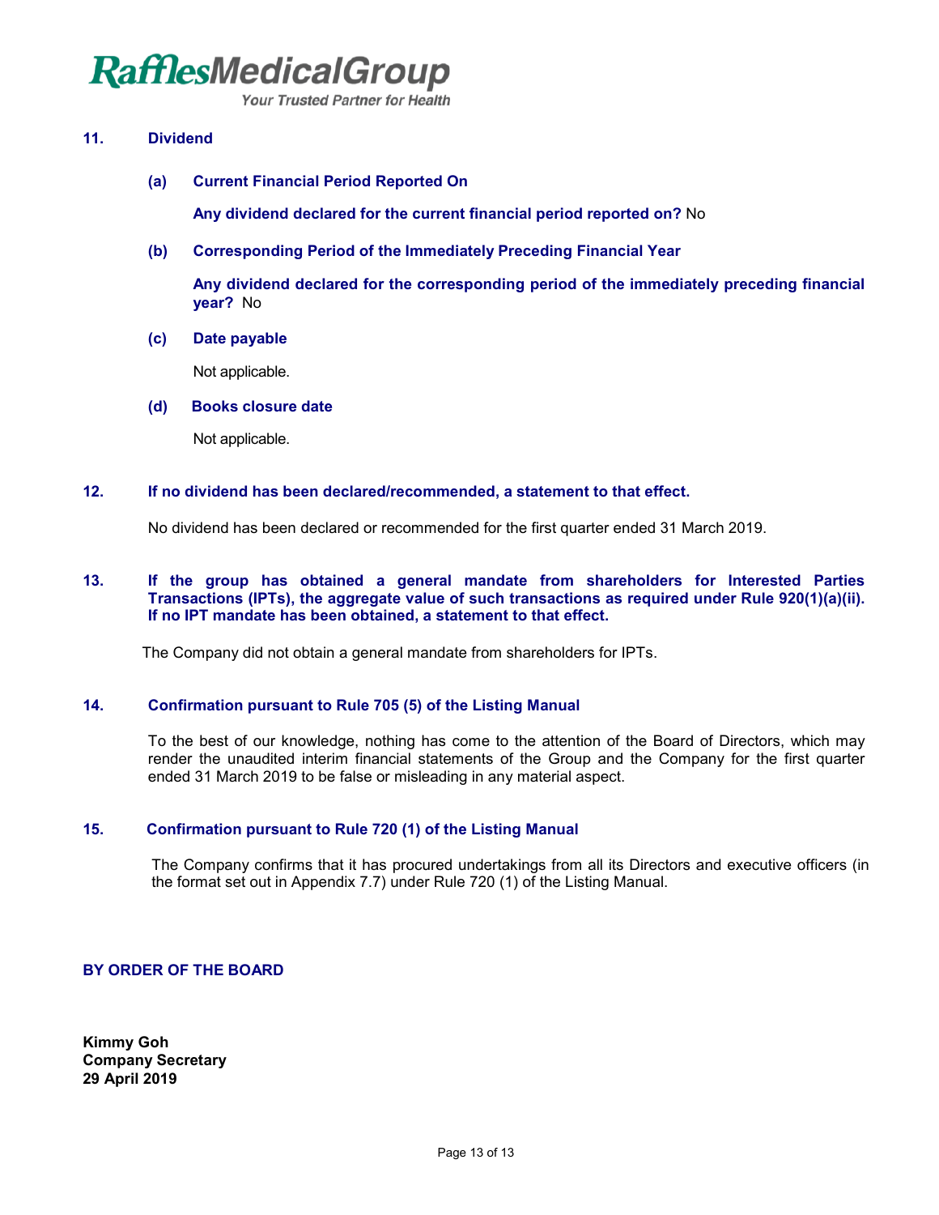## 11. Dividend

**(a) Current Financial Period Reported On**

**Any dividend declared for the current financial period reported on?** No

**(b) Corresponding Period of the Immediately Preceding Financial Year**

**Any dividend declared for the corresponding period of the immediately preceding financial year?** No

**(c) Date payable**

Not applicable.

**(d) Books closure date**

Not applicable.

## 12. If no dividend has been declared/recommended, a statement to that effect.

No dividend has been declared or recommended for the first quarter ended 31 March 2019.

## 13. If the group has obtained a general mandate from shareholders for Interested Parties Transactions (IPTs), the aggregate value of such transactions as required under Rule 920(1)(a)(ii). If no IPT mandate has been obtained, a statement to that effect.

The Company did not obtain a general mandate from shareholders for IPTs.

## 14. Confirmation pursuant to Rule 705 (5) of the Listing Manual

To the best of our knowledge, nothing has come to the attention of the Board of Directors, which may render the unaudited interim financial statements of the Group and the Company for the first quarter ended 31 March 2019 to be false or misleading in any material aspect.

## 15. Confirmation pursuant to Rule 720 (1) of the Listing Manual

The Company confirms that it has procured undertakings from all its Directors and executive officers (in the format set out in Appendix 7.7) under Rule 720 (1) of the Listing Manual.

**BY ORDER OF THE BOARD**

**Kimmy Goh**
**Company Secretary**
**29 April 2019**